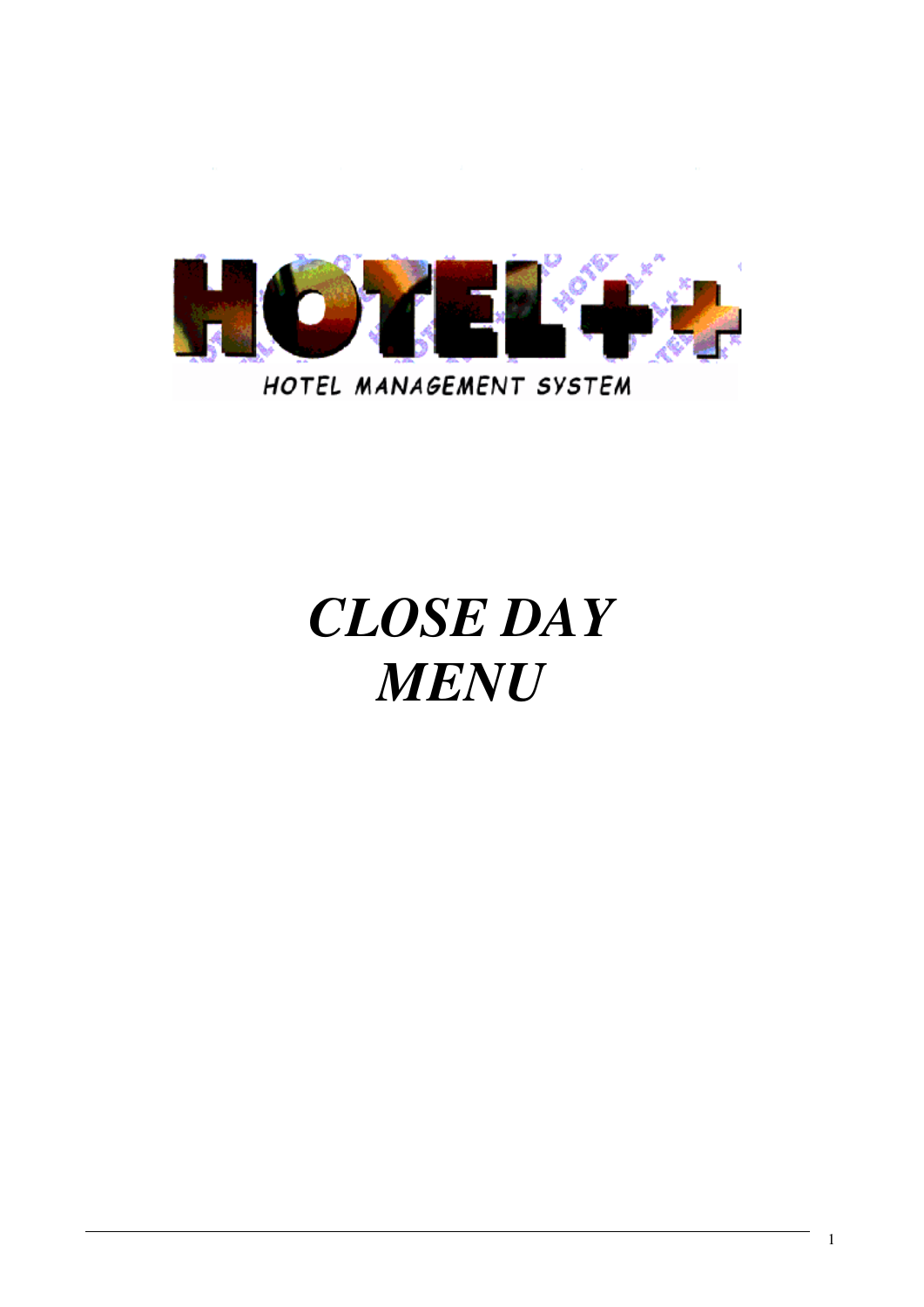HOTEL++

HOTEL MANAGEMENT SYSTEM

# *CLOSE DAY MENU*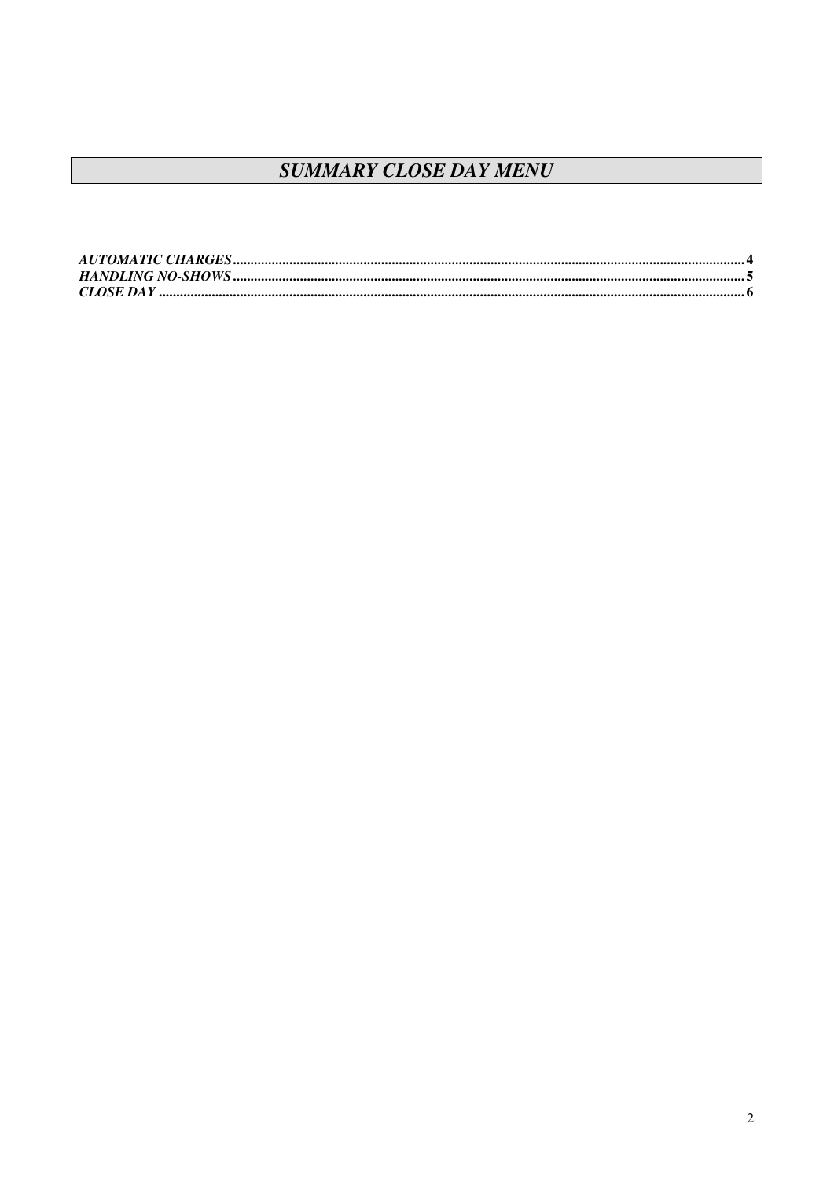# *SUMMARY CLOSE DAY MENU*

***AUTOMATIC CHARGES*** ........................................................................................................ **4**
***HANDLING NO-SHOWS*** ........................................................................................................ **5**
***CLOSE DAY*** ........................................................................................................ **6**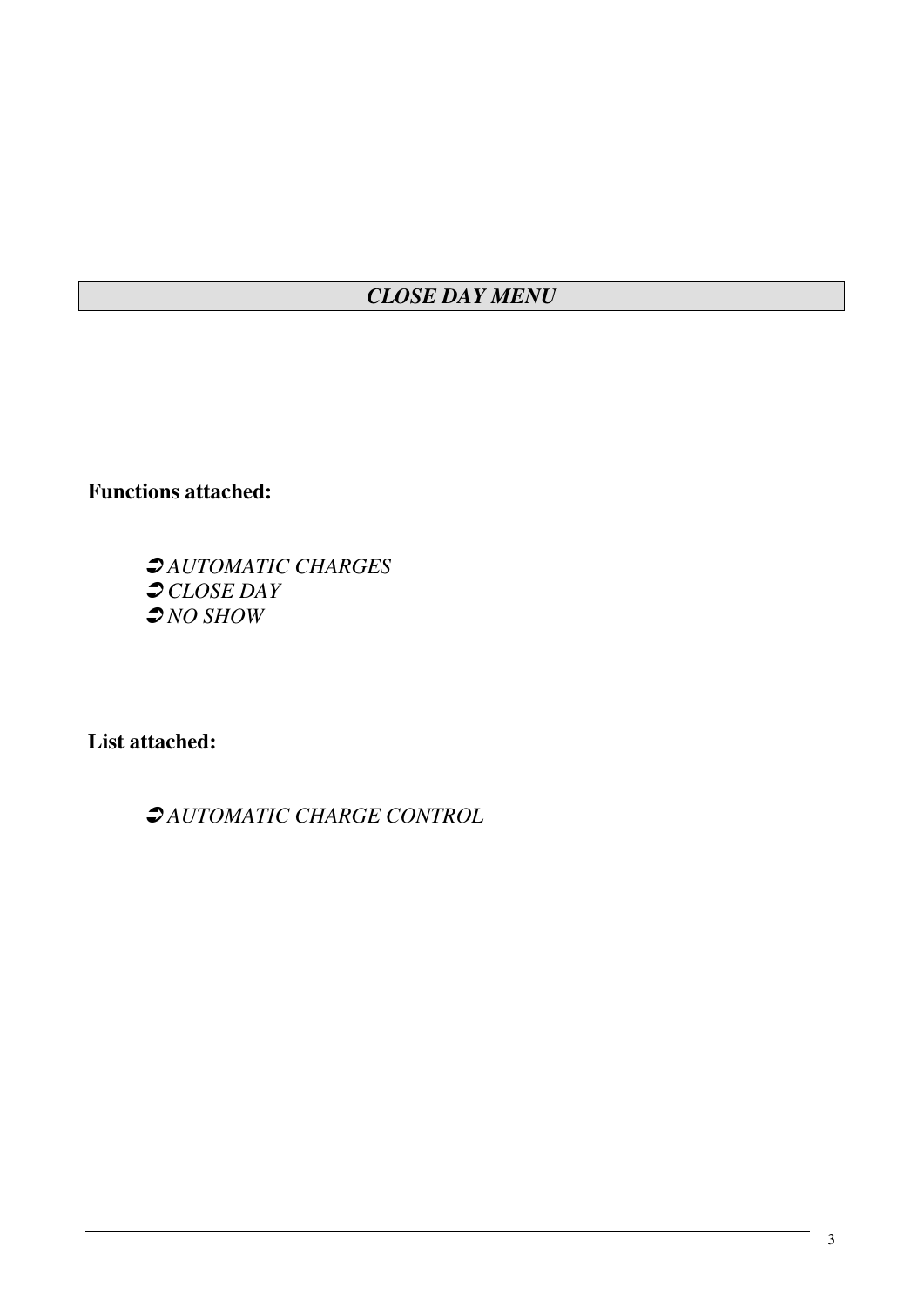## *CLOSE DAY MENU*

**Functions attached:**

➲ *AUTOMATIC CHARGES*
➲ *CLOSE DAY*
➲ *NO SHOW*

**List attached:**

➲ *AUTOMATIC CHARGE CONTROL*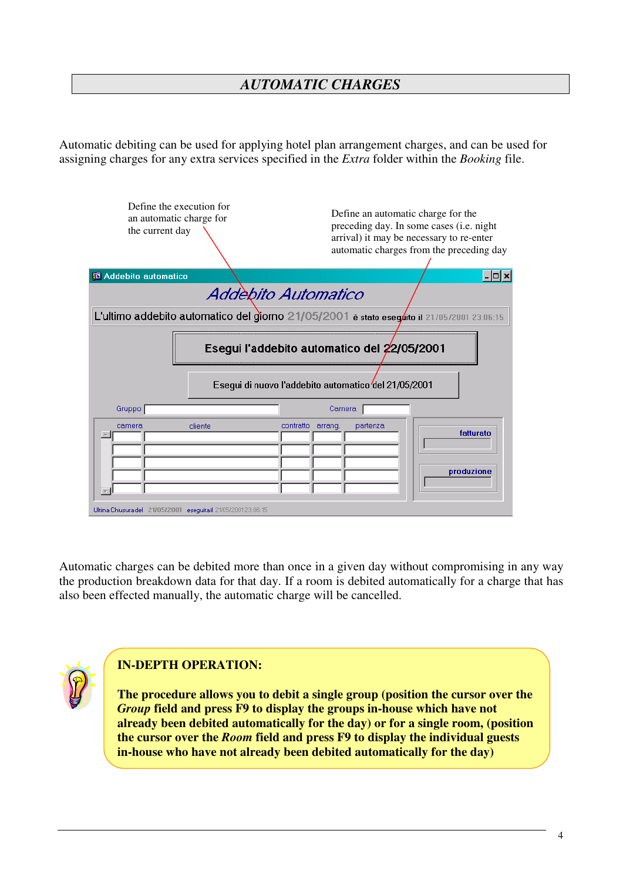# *AUTOMATIC CHARGES*

Automatic debiting can be used for applying hotel plan arrangement charges, and can be used for assigning charges for any extra services specified in the *Extra* folder within the *Booking* file.

Define the execution for an automatic charge for the current day

Define an automatic charge for the preceding day. In some cases (i.e. night arrival) it may be necessary to re-enter automatic charges from the preceding day

Automatic charges can be debited more than once in a given day without compromising in any way the production breakdown data for that day. If a room is debited automatically for a charge that has also been effected manually, the automatic charge will be cancelled.

**IN-DEPTH OPERATION:**

**The procedure allows you to debit a single group (position the cursor over the *Group* field and press F9 to display the groups in-house which have not already been debited automatically for the day) or for a single room, (position the cursor over the *Room* field and press F9 to display the individual guests in-house who have not already been debited automatically for the day)**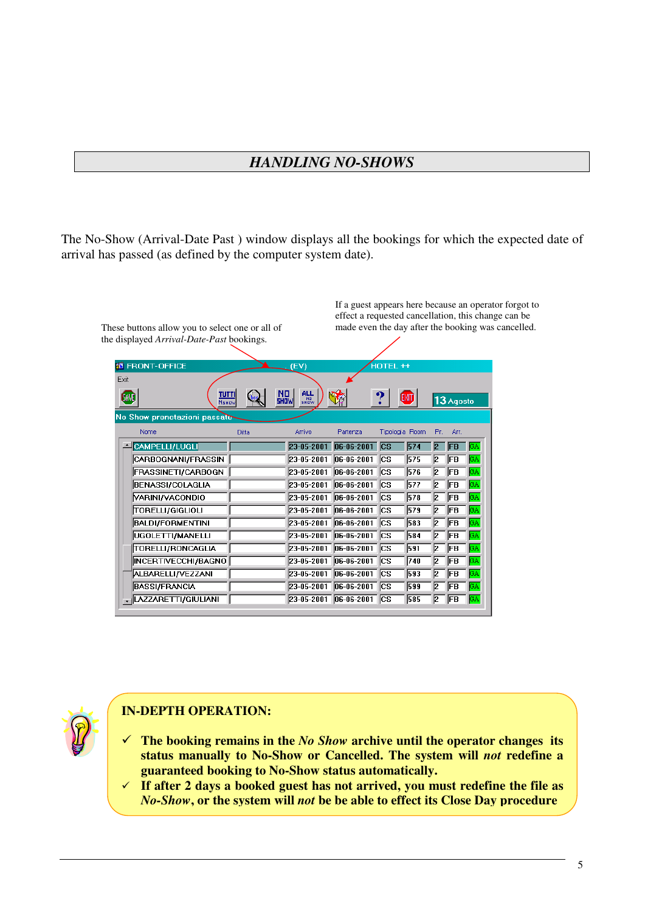## *HANDLING NO-SHOWS*

The No-Show (Arrival-Date Past ) window displays all the bookings for which the expected date of arrival has passed (as defined by the computer system date).

These buttons allow you to select one or all of the displayed *Arrival-Date-Past* bookings.

If a guest appears here because an operator forgot to effect a requested cancellation, this change can be made even the day after the booking was cancelled.

FRONT-OFFICE (EV) HOTEL ++

No Show prenotazioni passate

| Nome | Ditta | Arrivo | Partenza | Tipologia | Room | Fr. | Arr. | |
|---|---|---|---|---|---|---|---|---|
| CAMPELLI/LUGLI | | 23-05-2001 | 06-06-2001 | CS | 574 | 2 | FB | GA |
| CARBOGNANI/FRASSIN | | 23-05-2001 | 06-06-2001 | CS | 575 | 2 | FB | GA |
| FRASSINETI/CARBOGN | | 23-05-2001 | 06-06-2001 | CS | 576 | 2 | FB | GA |
| BENASSI/COLAGLIA | | 23-05-2001 | 06-06-2001 | CS | 577 | 2 | FB | GA |
| VARINI/VACONDIO | | 23-05-2001 | 06-06-2001 | CS | 578 | 2 | FB | GA |
| TORELLI/GIGLIOLI | | 23-05-2001 | 06-06-2001 | CS | 579 | 2 | FB | GA |
| BALDI/FORMENTINI | | 23-05-2001 | 06-06-2001 | CS | 583 | 2 | FB | GA |
| UGOLETTI/MANELLI | | 23-05-2001 | 06-06-2001 | CS | 584 | 2 | FB | GA |
| TORELLI/RONCAGLIA | | 23-05-2001 | 06-06-2001 | CS | 591 | 2 | FB | GA |
| INCERTIVECCHI/BAGNO | | 23-05-2001 | 06-06-2001 | CS | 740 | 2 | FB | GA |
| ALBARELLI/VEZZANI | | 23-05-2001 | 06-06-2001 | CS | 593 | 2 | FB | GA |
| BASSI/FRANCIA | | 23-05-2001 | 06-06-2001 | CS | 599 | 2 | FB | GA |
| LAZZARETTI/GIULIANI | | 23-05-2001 | 06-06-2001 | CS | 585 | 2 | FB | GA |

**IN-DEPTH OPERATION:**

- **The booking remains in the *No Show* archive until the operator changes its status manually to No-Show or Cancelled. The system will *not* redefine a guaranteed booking to No-Show status automatically.**
- **If after 2 days a booked guest has not arrived, you must redefine the file as *No-Show*, or the system will *not* be be able to effect its Close Day procedure**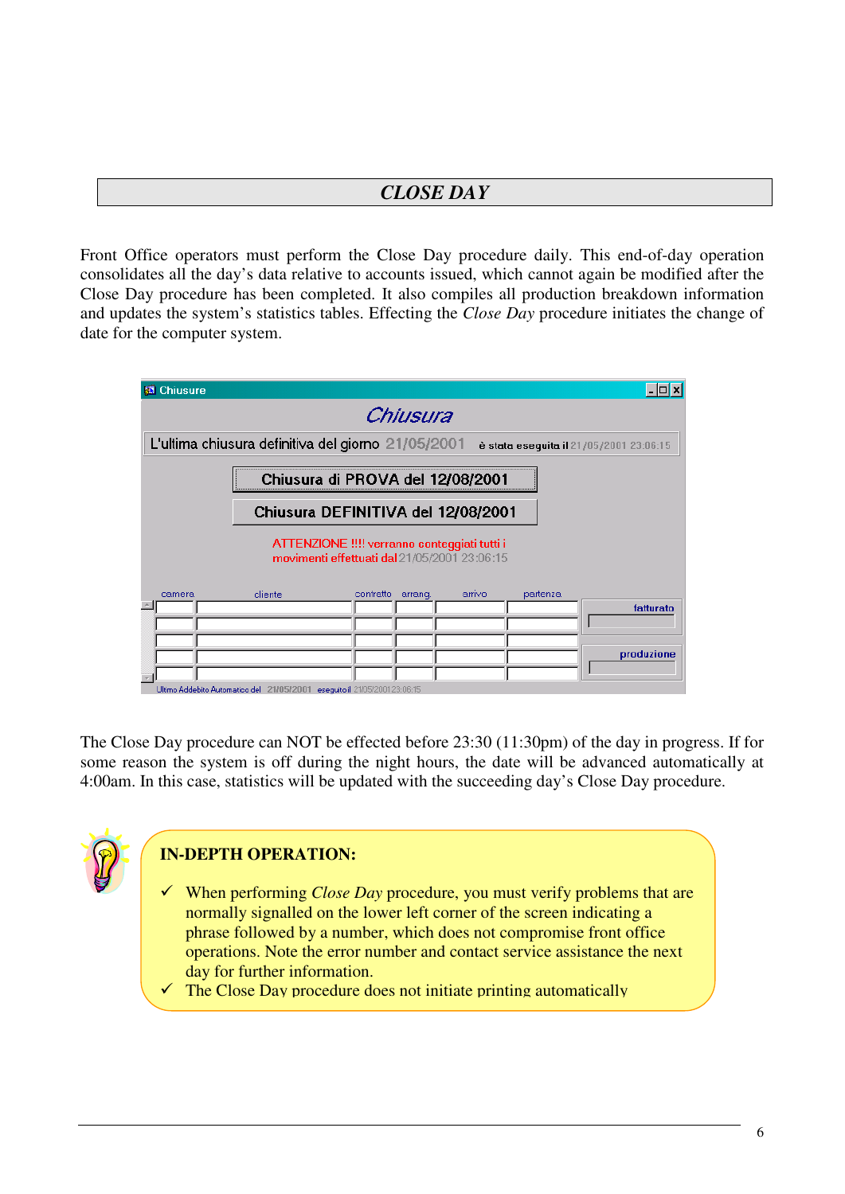# *CLOSE DAY*

Front Office operators must perform the Close Day procedure daily. This end-of-day operation consolidates all the day's data relative to accounts issued, which cannot again be modified after the Close Day procedure has been completed. It also compiles all production breakdown information and updates the system's statistics tables. Effecting the *Close Day* procedure initiates the change of date for the computer system.

The Close Day procedure can NOT be effected before 23:30 (11:30pm) of the day in progress. If for some reason the system is off during the night hours, the date will be advanced automatically at 4:00am. In this case, statistics will be updated with the succeeding day's Close Day procedure.

**IN-DEPTH OPERATION:**

- ✓ When performing *Close Day* procedure, you must verify problems that are normally signalled on the lower left corner of the screen indicating a phrase followed by a number, which does not compromise front office operations. Note the error number and contact service assistance the next day for further information.
- ✓ The Close Day procedure does not initiate printing automatically